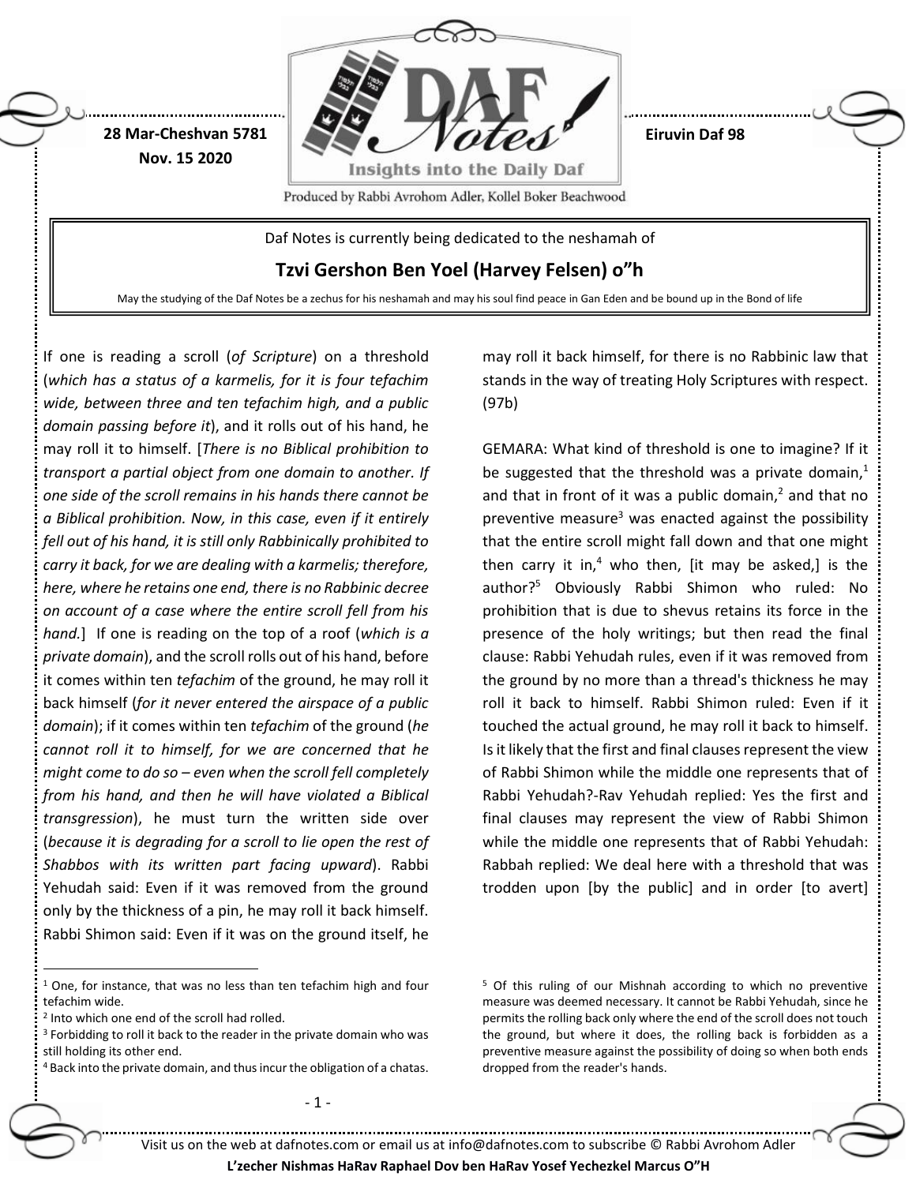28 Mar-Cheshvan 5781
Nov. 15 2020

Eiruvin Daf 98

Produced by Rabbi Avrohom Adler, Kollel Boker Beachwood

Daf Notes is currently being dedicated to the neshamah of

## Tzvi Gershon Ben Yoel (Harvey Felsen) o"h

May the studying of the Daf Notes be a zechus for his neshamah and may his soul find peace in Gan Eden and be bound up in the Bond of life

If one is reading a scroll (*of Scripture*) on a threshold (*which has a status of a karmelis, for it is four tefachim wide, between three and ten tefachim high, and a public domain passing before it*), and it rolls out of his hand, he may roll it to himself. [*There is no Biblical prohibition to transport a partial object from one domain to another. If one side of the scroll remains in his hands there cannot be a Biblical prohibition. Now, in this case, even if it entirely fell out of his hand, it is still only Rabbinically prohibited to carry it back, for we are dealing with a karmelis; therefore, here, where he retains one end, there is no Rabbinic decree on account of a case where the entire scroll fell from his hand.*] If one is reading on the top of a roof (*which is a private domain*), and the scroll rolls out of his hand, before it comes within ten *tefachim* of the ground, he may roll it back himself (*for it never entered the airspace of a public domain*); if it comes within ten *tefachim* of the ground (*he cannot roll it to himself, for we are concerned that he might come to do so – even when the scroll fell completely from his hand, and then he will have violated a Biblical transgression*), he must turn the written side over (*because it is degrading for a scroll to lie open the rest of Shabbos with its written part facing upward*). Rabbi Yehudah said: Even if it was removed from the ground only by the thickness of a pin, he may roll it back himself. Rabbi Shimon said: Even if it was on the ground itself, he may roll it back himself, for there is no Rabbinic law that stands in the way of treating Holy Scriptures with respect. (97b)

GEMARA: What kind of threshold is one to imagine? If it be suggested that the threshold was a private domain,[1] and that in front of it was a public domain,[2] and that no preventive measure[3] was enacted against the possibility that the entire scroll might fall down and that one might then carry it in,[4] who then, [it may be asked,] is the author?[5] Obviously Rabbi Shimon who ruled: No prohibition that is due to shevus retains its force in the presence of the holy writings; but then read the final clause: Rabbi Yehudah rules, even if it was removed from the ground by no more than a thread's thickness he may roll it back to himself. Rabbi Shimon ruled: Even if it touched the actual ground, he may roll it back to himself. Is it likely that the first and final clauses represent the view of Rabbi Shimon while the middle one represents that of Rabbi Yehudah?-Rav Yehudah replied: Yes the first and final clauses may represent the view of Rabbi Shimon while the middle one represents that of Rabbi Yehudah: Rabbah replied: We deal here with a threshold that was trodden upon [by the public] and in order [to avert]

---

[1] One, for instance, that was no less than ten tefachim high and four tefachim wide.

[2] Into which one end of the scroll had rolled.

[3] Forbidding to roll it back to the reader in the private domain who was still holding its other end.

[4] Back into the private domain, and thus incur the obligation of a chatas.

[5] Of this ruling of our Mishnah according to which no preventive measure was deemed necessary. It cannot be Rabbi Yehudah, since he permits the rolling back only where the end of the scroll does not touch the ground, but where it does, the rolling back is forbidden as a preventive measure against the possibility of doing so when both ends dropped from the reader's hands.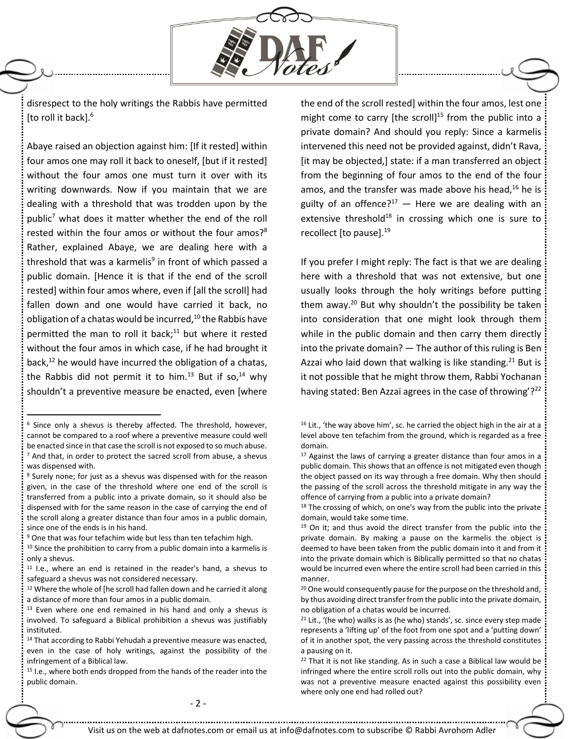disrespect to the holy writings the Rabbis have permitted [to roll it back].[6]

Abaye raised an objection against him: [If it rested] within four amos one may roll it back to oneself, [but if it rested] without the four amos one must turn it over with its writing downwards. Now if you maintain that we are dealing with a threshold that was trodden upon by the public[7] what does it matter whether the end of the roll rested within the four amos or without the four amos?[8] Rather, explained Abaye, we are dealing here with a threshold that was a karmelis[9] in front of which passed a public domain. [Hence it is that if the end of the scroll rested] within four amos where, even if [all the scroll] had fallen down and one would have carried it back, no obligation of a chatas would be incurred,[10] the Rabbis have permitted the man to roll it back;[11] but where it rested without the four amos in which case, if he had brought it back,[12] he would have incurred the obligation of a chatas, the Rabbis did not permit it to him.[13] But if so,[14] why shouldn't a preventive measure be enacted, even [where the end of the scroll rested] within the four amos, lest one might come to carry [the scroll][15] from the public into a private domain? And should you reply: Since a karmelis intervened this need not be provided against, didn't Rava, [it may be objected,] state: if a man transferred an object from the beginning of four amos to the end of the four amos, and the transfer was made above his head,[16] he is guilty of an offence?[17] — Here we are dealing with an extensive threshold[18] in crossing which one is sure to recollect [to pause].[19]

If you prefer I might reply: The fact is that we are dealing here with a threshold that was not extensive, but one usually looks through the holy writings before putting them away.[20] But why shouldn't the possibility be taken into consideration that one might look through them while in the public domain and then carry them directly into the private domain? — The author of this ruling is Ben Azzai who laid down that walking is like standing.[21] But is it not possible that he might throw them, Rabbi Yochanan having stated: Ben Azzai agrees in the case of throwing'?[22]

---

[6] Since only a shevus is thereby affected. The threshold, however, cannot be compared to a roof where a preventive measure could well be enacted since in that case the scroll is not exposed to so much abuse.

[7] And that, in order to protect the sacred scroll from abuse, a shevus was dispensed with.

[8] Surely none; for just as a shevus was dispensed with for the reason given, in the case of the threshold where one end of the scroll is transferred from a public into a private domain, so it should also be dispensed with for the same reason in the case of carrying the end of the scroll along a greater distance than four amos in a public domain, since one of the ends is in his hand.

[9] One that was four tefachim wide but less than ten tefachim high.

[10] Since the prohibition to carry from a public domain into a karmelis is only a shevus.

[11] I.e., where an end is retained in the reader's hand, a shevus to safeguard a shevus was not considered necessary.

[12] Where the whole of [he scroll had fallen down and he carried it along a distance of more than four amos in a public domain.

[13] Even where one end remained in his hand and only a shevus is involved. To safeguard a Biblical prohibition a shevus was justifiably instituted.

[14] That according to Rabbi Yehudah a preventive measure was enacted, even in the case of holy writings, against the possibility of the infringement of a Biblical law.

[15] I.e., where both ends dropped from the hands of the reader into the public domain.

[16] Lit., 'the way above him', sc. he carried the object high in the air at a level above ten tefachim from the ground, which is regarded as a free domain.

[17] Against the laws of carrying a greater distance than four amos in a public domain. This shows that an offence is not mitigated even though the object passed on its way through a free domain. Why then should the passing of the scroll across the threshold mitigate in any way the offence of carrying from a public into a private domain?

[18] The crossing of which, on one's way from the public into the private domain, would take some time.

[19] On it; and thus avoid the direct transfer from the public into the private domain. By making a pause on the karmelis the object is deemed to have been taken from the public domain into it and from it into the private domain which is Biblically permitted so that no chatas would be incurred even where the entire scroll had been carried in this manner.

[20] One would consequently pause for the purpose on the threshold and, by thus avoiding direct transfer from the public into the private domain, no obligation of a chatas would be incurred.

[21] Lit., '(he who) walks is as (he who) stands', sc. since every step made represents a 'lifting up' of the foot from one spot and a 'putting down' of it in another spot, the very passing across the threshold constitutes a pausing on it.

[22] That it is not like standing. As in such a case a Biblical law would be infringed where the entire scroll rolls out into the public domain, why was not a preventive measure enacted against this possibility even where only one end had rolled out?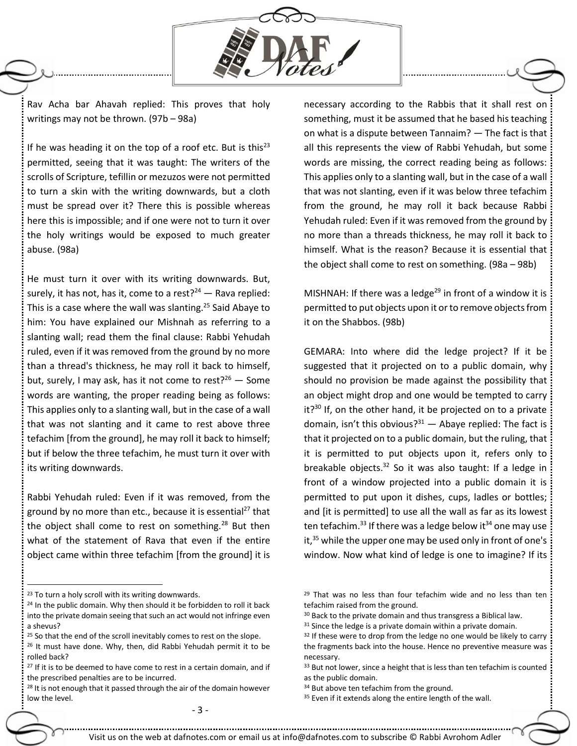Rav Acha bar Ahavah replied: This proves that holy writings may not be thrown. (97b – 98a)

If he was heading it on the top of a roof etc. But is this[23] permitted, seeing that it was taught: The writers of the scrolls of Scripture, tefillin or mezuzos were not permitted to turn a skin with the writing downwards, but a cloth must be spread over it? There this is possible whereas here this is impossible; and if one were not to turn it over the holy writings would be exposed to much greater abuse. (98a)

He must turn it over with its writing downwards. But, surely, it has not, has it, come to a rest?[24] — Rava replied: This is a case where the wall was slanting.[25] Said Abaye to him: You have explained our Mishnah as referring to a slanting wall; read them the final clause: Rabbi Yehudah ruled, even if it was removed from the ground by no more than a thread's thickness, he may roll it back to himself, but, surely, I may ask, has it not come to rest?[26] — Some words are wanting, the proper reading being as follows: This applies only to a slanting wall, but in the case of a wall that was not slanting and it came to rest above three tefachim [from the ground], he may roll it back to himself; but if below the three tefachim, he must turn it over with its writing downwards.

Rabbi Yehudah ruled: Even if it was removed, from the ground by no more than etc., because it is essential[27] that the object shall come to rest on something.[28] But then what of the statement of Rava that even if the entire object came within three tefachim [from the ground] it is necessary according to the Rabbis that it shall rest on something, must it be assumed that he based his teaching on what is a dispute between Tannaim? — The fact is that all this represents the view of Rabbi Yehudah, but some words are missing, the correct reading being as follows: This applies only to a slanting wall, but in the case of a wall that was not slanting, even if it was below three tefachim from the ground, he may roll it back because Rabbi Yehudah ruled: Even if it was removed from the ground by no more than a threads thickness, he may roll it back to himself. What is the reason? Because it is essential that the object shall come to rest on something. (98a – 98b)

MISHNAH: If there was a ledge[29] in front of a window it is permitted to put objects upon it or to remove objects from it on the Shabbos. (98b)

GEMARA: Into where did the ledge project? If it be suggested that it projected on to a public domain, why should no provision be made against the possibility that an object might drop and one would be tempted to carry it?[30] If, on the other hand, it be projected on to a private domain, isn't this obvious?[31] — Abaye replied: The fact is that it projected on to a public domain, but the ruling, that it is permitted to put objects upon it, refers only to breakable objects.[32] So it was also taught: If a ledge in front of a window projected into a public domain it is permitted to put upon it dishes, cups, ladles or bottles; and [it is permitted] to use all the wall as far as its lowest ten tefachim.[33] If there was a ledge below it[34] one may use it,[35] while the upper one may be used only in front of one's window. Now what kind of ledge is one to imagine? If its

---

[23] To turn a holy scroll with its writing downwards.

[24] In the public domain. Why then should it be forbidden to roll it back into the private domain seeing that such an act would not infringe even a shevus?

[25] So that the end of the scroll inevitably comes to rest on the slope.

[26] It must have done. Why, then, did Rabbi Yehudah permit it to be rolled back?

[27] If it is to be deemed to have come to rest in a certain domain, and if the prescribed penalties are to be incurred.

[28] It is not enough that it passed through the air of the domain however low the level.

[29] That was no less than four tefachim wide and no less than ten tefachim raised from the ground.

[30] Back to the private domain and thus transgress a Biblical law.

[31] Since the ledge is a private domain within a private domain.

[32] If these were to drop from the ledge no one would be likely to carry the fragments back into the house. Hence no preventive measure was necessary.

[33] But not lower, since a height that is less than ten tefachim is counted as the public domain.

[34] But above ten tefachim from the ground.

[35] Even if it extends along the entire length of the wall.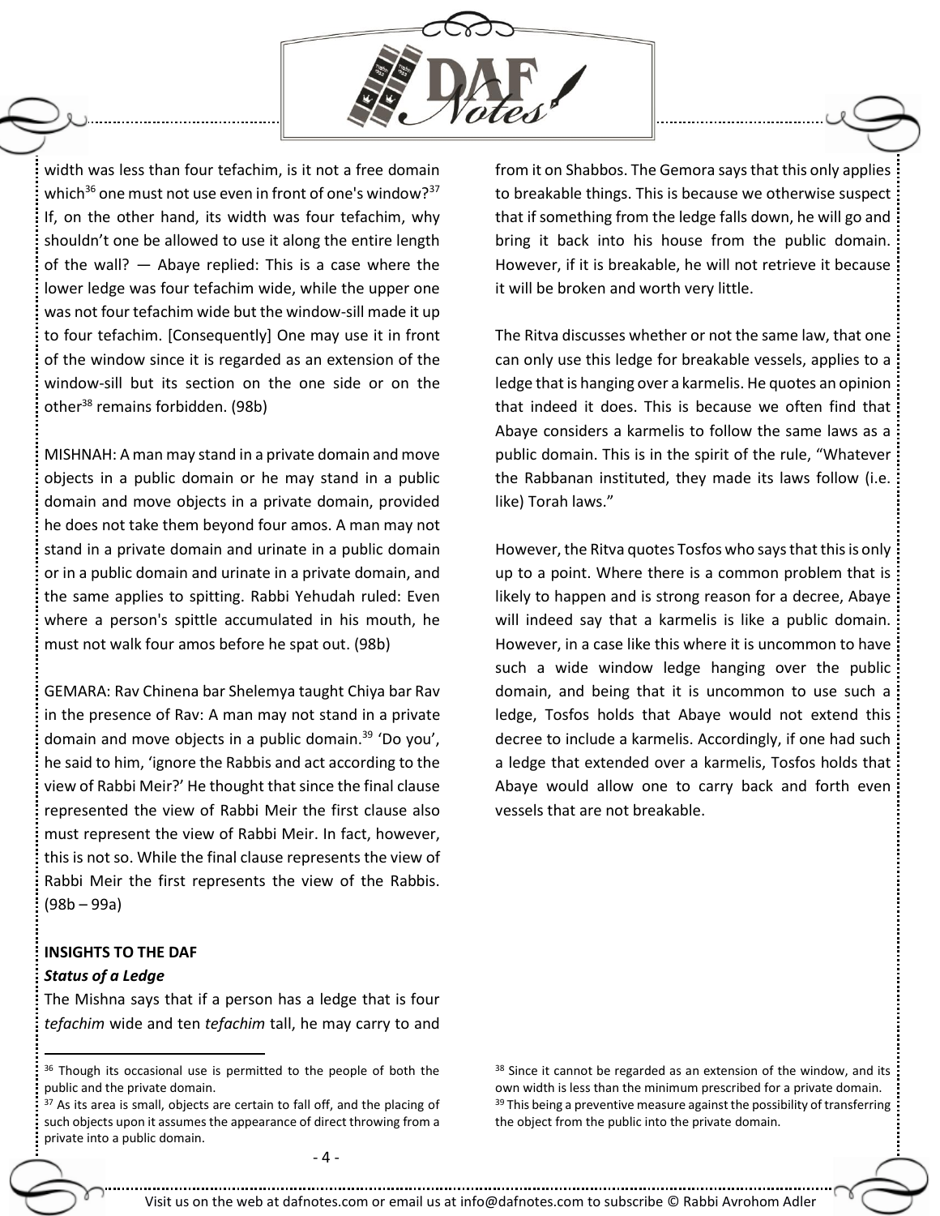width was less than four tefachim, is it not a free domain which[36] one must not use even in front of one's window?[37] If, on the other hand, its width was four tefachim, why shouldn't one be allowed to use it along the entire length of the wall? — Abaye replied: This is a case where the lower ledge was four tefachim wide, while the upper one was not four tefachim wide but the window-sill made it up to four tefachim. [Consequently] One may use it in front of the window since it is regarded as an extension of the window-sill but its section on the one side or on the other[38] remains forbidden. (98b)

MISHNAH: A man may stand in a private domain and move objects in a public domain or he may stand in a public domain and move objects in a private domain, provided he does not take them beyond four amos. A man may not stand in a private domain and urinate in a public domain or in a public domain and urinate in a private domain, and the same applies to spitting. Rabbi Yehudah ruled: Even where a person's spittle accumulated in his mouth, he must not walk four amos before he spat out. (98b)

GEMARA: Rav Chinena bar Shelemya taught Chiya bar Rav in the presence of Rav: A man may not stand in a private domain and move objects in a public domain.[39] 'Do you', he said to him, 'ignore the Rabbis and act according to the view of Rabbi Meir?' He thought that since the final clause represented the view of Rabbi Meir the first clause also must represent the view of Rabbi Meir. In fact, however, this is not so. While the final clause represents the view of Rabbi Meir the first represents the view of the Rabbis. (98b – 99a)

**INSIGHTS TO THE DAF**

***Status of a Ledge***

The Mishna says that if a person has a ledge that is four *tefachim* wide and ten *tefachim* tall, he may carry to and from it on Shabbos. The Gemora says that this only applies to breakable things. This is because we otherwise suspect that if something from the ledge falls down, he will go and bring it back into his house from the public domain. However, if it is breakable, he will not retrieve it because it will be broken and worth very little.

The Ritva discusses whether or not the same law, that one can only use this ledge for breakable vessels, applies to a ledge that is hanging over a karmelis. He quotes an opinion that indeed it does. This is because we often find that Abaye considers a karmelis to follow the same laws as a public domain. This is in the spirit of the rule, "Whatever the Rabbanan instituted, they made its laws follow (i.e. like) Torah laws."

However, the Ritva quotes Tosfos who says that this is only up to a point. Where there is a common problem that is likely to happen and is strong reason for a decree, Abaye will indeed say that a karmelis is like a public domain. However, in a case like this where it is uncommon to have such a wide window ledge hanging over the public domain, and being that it is uncommon to use such a ledge, Tosfos holds that Abaye would not extend this decree to include a karmelis. Accordingly, if one had such a ledge that extended over a karmelis, Tosfos holds that Abaye would allow one to carry back and forth even vessels that are not breakable.

---

[36] Though its occasional use is permitted to the people of both the public and the private domain.

[37] As its area is small, objects are certain to fall off, and the placing of such objects upon it assumes the appearance of direct throwing from a private into a public domain.

[38] Since it cannot be regarded as an extension of the window, and its own width is less than the minimum prescribed for a private domain.

[39] This being a preventive measure against the possibility of transferring the object from the public into the private domain.